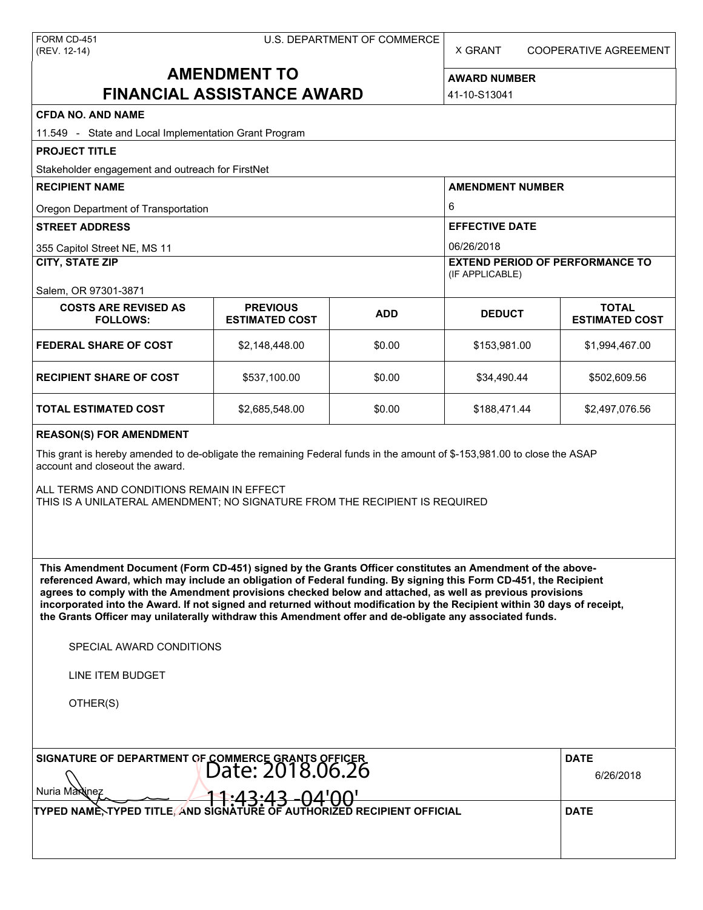FORM CD-451
(REV. 12-14)

U.S. DEPARTMENT OF COMMERCE

X GRANT    COOPERATIVE AGREEMENT

# AMENDMENT TO FINANCIAL ASSISTANCE AWARD

**AWARD NUMBER**

41-10-S13041

**CFDA NO. AND NAME**

11.549 - State and Local Implementation Grant Program

**PROJECT TITLE**

Stakeholder engagement and outreach for FirstNet

**RECIPIENT NAME**

Oregon Department of Transportation

**AMENDMENT NUMBER**

6

**STREET ADDRESS**

355 Capitol Street NE, MS 11

**EFFECTIVE DATE**

06/26/2018

**CITY, STATE ZIP**

Salem, OR 97301-3871

**EXTEND PERIOD OF PERFORMANCE TO** (IF APPLICABLE)

| COSTS ARE REVISED AS FOLLOWS: | PREVIOUS ESTIMATED COST | ADD | DEDUCT | TOTAL ESTIMATED COST |
|---|---|---|---|---|
| FEDERAL SHARE OF COST | $2,148,448.00 | $0.00 | $153,981.00 | $1,994,467.00 |
| RECIPIENT SHARE OF COST | $537,100.00 | $0.00 | $34,490.44 | $502,609.56 |
| TOTAL ESTIMATED COST | $2,685,548.00 | $0.00 | $188,471.44 | $2,497,076.56 |

**REASON(S) FOR AMENDMENT**

This grant is hereby amended to de-obligate the remaining Federal funds in the amount of $-153,981.00 to close the ASAP account and closeout the award.

ALL TERMS AND CONDITIONS REMAIN IN EFFECT
THIS IS A UNILATERAL AMENDMENT; NO SIGNATURE FROM THE RECIPIENT IS REQUIRED

**This Amendment Document (Form CD-451) signed by the Grants Officer constitutes an Amendment of the above-referenced Award, which may include an obligation of Federal funding. By signing this Form CD-451, the Recipient agrees to comply with the Amendment provisions checked below and attached, as well as previous provisions incorporated into the Award. If not signed and returned without modification by the Recipient within 30 days of receipt, the Grants Officer may unilaterally withdraw this Amendment offer and de-obligate any associated funds.**

SPECIAL AWARD CONDITIONS

LINE ITEM BUDGET

OTHER(S)

**SIGNATURE OF DEPARTMENT OF COMMERCE GRANTS OFFICER**

Nuria Martinez

Date: 2018.06.26 11:43:43 -04'00'

**DATE**

6/26/2018

**TYPED NAME, TYPED TITLE, AND SIGNATURE OF AUTHORIZED RECIPIENT OFFICIAL**

**DATE**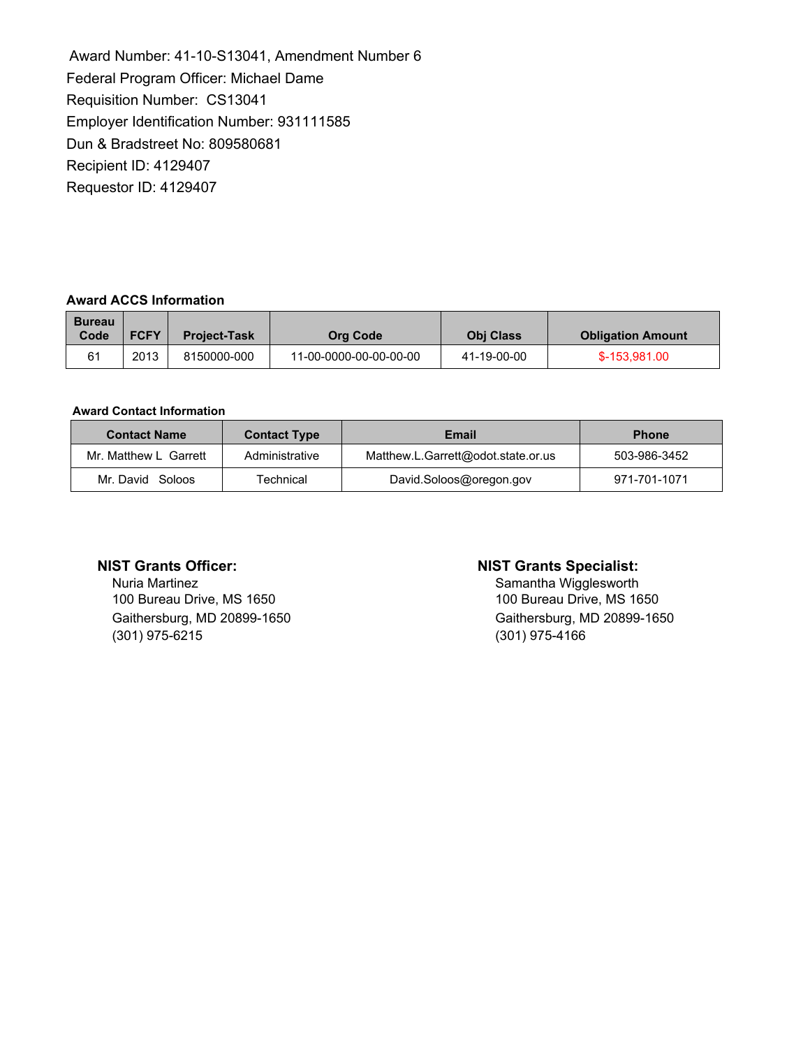Award Number: 41-10-S13041, Amendment Number 6
Federal Program Officer: Michael Dame
Requisition Number: CS13041
Employer Identification Number: 931111585
Dun & Bradstreet No: 809580681
Recipient ID: 4129407
Requestor ID: 4129407

**Award ACCS Information**

| Bureau Code | FCFY | Project-Task | Org Code | Obj Class | Obligation Amount |
|---|---|---|---|---|---|
| 61 | 2013 | 8150000-000 | 11-00-0000-00-00-00-00 | 41-19-00-00 | $-153,981.00 |

**Award Contact Information**

| Contact Name | Contact Type | Email | Phone |
|---|---|---|---|
| Mr. Matthew L Garrett | Administrative | Matthew.L.Garrett@odot.state.or.us | 503-986-3452 |
| Mr. David Soloos | Technical | David.Soloos@oregon.gov | 971-701-1071 |

**NIST Grants Officer:**
Nuria Martinez
100 Bureau Drive, MS 1650
Gaithersburg, MD 20899-1650
(301) 975-6215

**NIST Grants Specialist:**
Samantha Wigglesworth
100 Bureau Drive, MS 1650
Gaithersburg, MD 20899-1650
(301) 975-4166